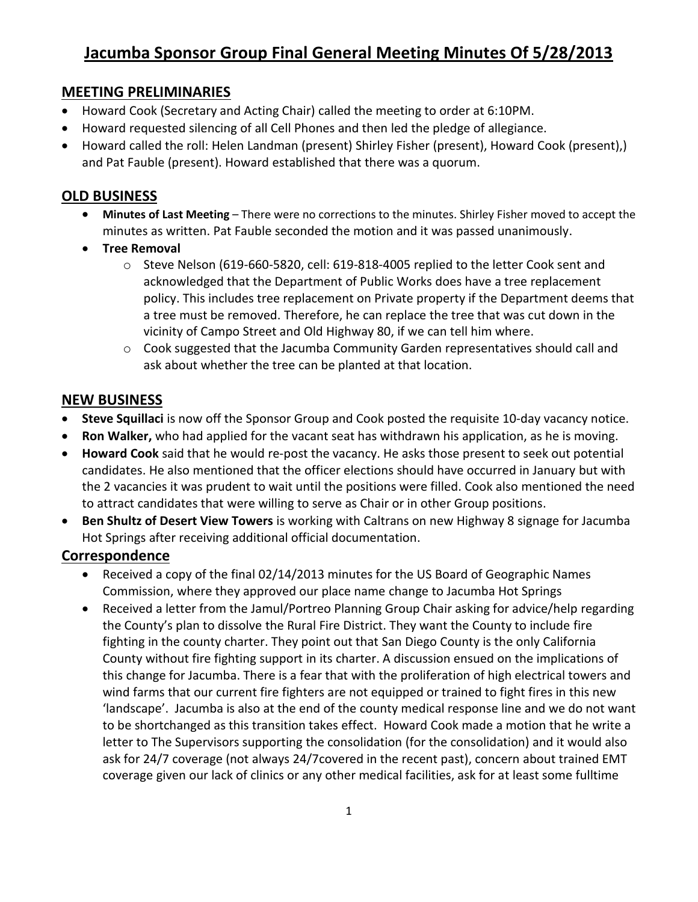# Jacumba Sponsor Group Final General Meeting Minutes Of 5/28/2013

## MEETING PRELIMINARIES

- Howard Cook (Secretary and Acting Chair) called the meeting to order at 6:10PM.
- Howard requested silencing of all Cell Phones and then led the pledge of allegiance.
- Howard called the roll: Helen Landman (present) Shirley Fisher (present), Howard Cook (present),) and Pat Fauble (present). Howard established that there was a quorum.

## OLD BUSINESS

- **Minutes of Last Meeting** – There were no corrections to the minutes. Shirley Fisher moved to accept the minutes as written. Pat Fauble seconded the motion and it was passed unanimously.
- **Tree Removal**
  - Steve Nelson (619-660-5820, cell: 619-818-4005 replied to the letter Cook sent and acknowledged that the Department of Public Works does have a tree replacement policy. This includes tree replacement on Private property if the Department deems that a tree must be removed. Therefore, he can replace the tree that was cut down in the vicinity of Campo Street and Old Highway 80, if we can tell him where.
  - Cook suggested that the Jacumba Community Garden representatives should call and ask about whether the tree can be planted at that location.

## NEW BUSINESS

- **Steve Squillaci** is now off the Sponsor Group and Cook posted the requisite 10-day vacancy notice.
- **Ron Walker,** who had applied for the vacant seat has withdrawn his application, as he is moving.
- **Howard Cook** said that he would re-post the vacancy. He asks those present to seek out potential candidates. He also mentioned that the officer elections should have occurred in January but with the 2 vacancies it was prudent to wait until the positions were filled. Cook also mentioned the need to attract candidates that were willing to serve as Chair or in other Group positions.
- **Ben Shultz of Desert View Towers** is working with Caltrans on new Highway 8 signage for Jacumba Hot Springs after receiving additional official documentation.

## Correspondence

- Received a copy of the final 02/14/2013 minutes for the US Board of Geographic Names Commission, where they approved our place name change to Jacumba Hot Springs
- Received a letter from the Jamul/Portreo Planning Group Chair asking for advice/help regarding the County's plan to dissolve the Rural Fire District. They want the County to include fire fighting in the county charter. They point out that San Diego County is the only California County without fire fighting support in its charter. A discussion ensued on the implications of this change for Jacumba. There is a fear that with the proliferation of high electrical towers and wind farms that our current fire fighters are not equipped or trained to fight fires in this new 'landscape'. Jacumba is also at the end of the county medical response line and we do not want to be shortchanged as this transition takes effect. Howard Cook made a motion that he write a letter to The Supervisors supporting the consolidation (for the consolidation) and it would also ask for 24/7 coverage (not always 24/7covered in the recent past), concern about trained EMT coverage given our lack of clinics or any other medical facilities, ask for at least some fulltime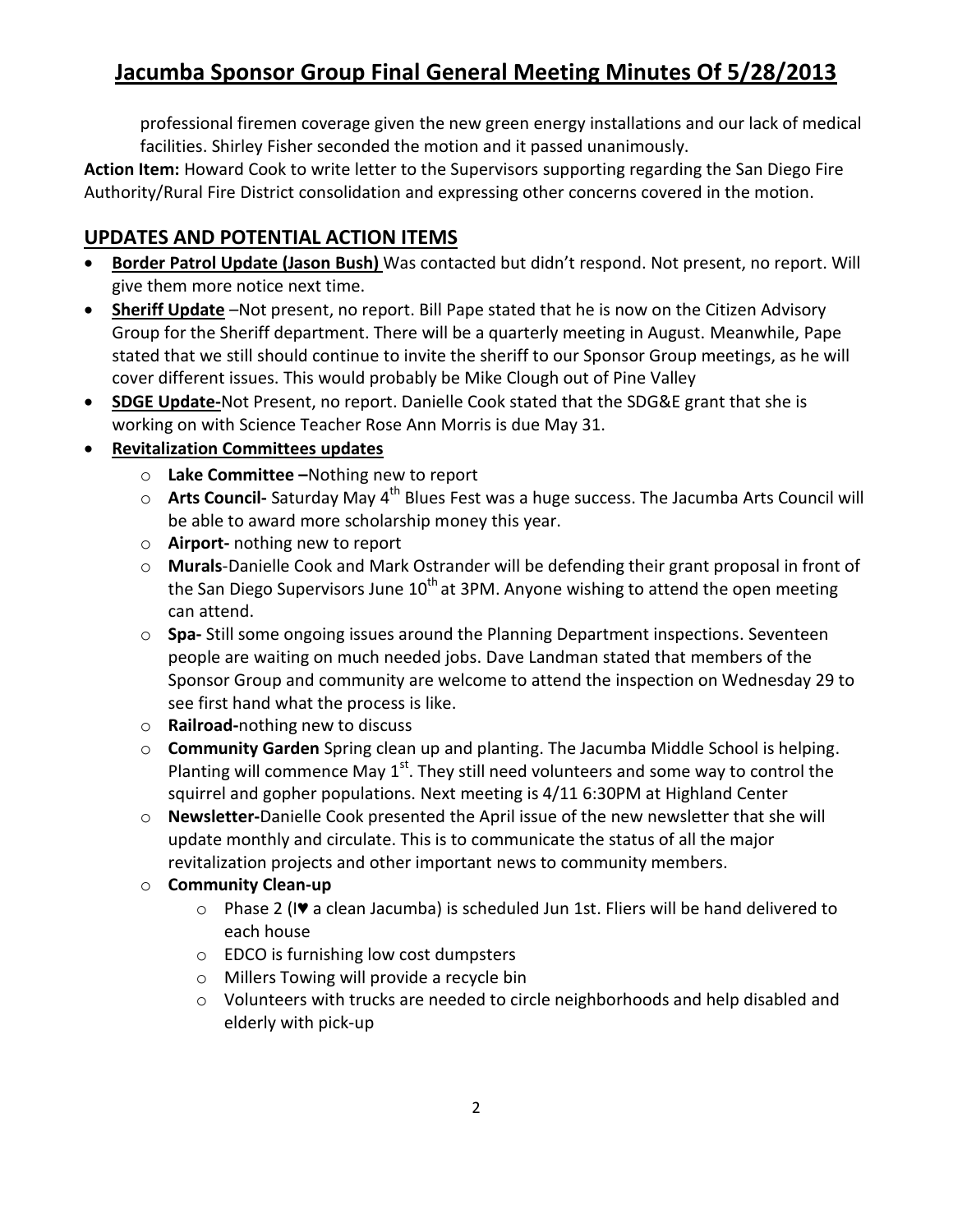professional firemen coverage given the new green energy installations and our lack of medical facilities. Shirley Fisher seconded the motion and it passed unanimously.

**Action Item:** Howard Cook to write letter to the Supervisors supporting regarding the San Diego Fire Authority/Rural Fire District consolidation and expressing other concerns covered in the motion.

## UPDATES AND POTENTIAL ACTION ITEMS

- **Border Patrol Update (Jason Bush)** Was contacted but didn't respond. Not present, no report. Will give them more notice next time.
- **Sheriff Update** –Not present, no report. Bill Pape stated that he is now on the Citizen Advisory Group for the Sheriff department. There will be a quarterly meeting in August. Meanwhile, Pape stated that we still should continue to invite the sheriff to our Sponsor Group meetings, as he will cover different issues. This would probably be Mike Clough out of Pine Valley
- **SDGE Update-**Not Present, no report. Danielle Cook stated that the SDG&E grant that she is working on with Science Teacher Rose Ann Morris is due May 31.
- **Revitalization Committees updates**
  - **Lake Committee –**Nothing new to report
  - **Arts Council-** Saturday May 4th Blues Fest was a huge success. The Jacumba Arts Council will be able to award more scholarship money this year.
  - **Airport-** nothing new to report
  - **Murals**-Danielle Cook and Mark Ostrander will be defending their grant proposal in front of the San Diego Supervisors June 10th at 3PM. Anyone wishing to attend the open meeting can attend.
  - **Spa-** Still some ongoing issues around the Planning Department inspections. Seventeen people are waiting on much needed jobs. Dave Landman stated that members of the Sponsor Group and community are welcome to attend the inspection on Wednesday 29 to see first hand what the process is like.
  - **Railroad-**nothing new to discuss
  - **Community Garden** Spring clean up and planting. The Jacumba Middle School is helping. Planting will commence May 1st. They still need volunteers and some way to control the squirrel and gopher populations. Next meeting is 4/11 6:30PM at Highland Center
  - **Newsletter-**Danielle Cook presented the April issue of the new newsletter that she will update monthly and circulate. This is to communicate the status of all the major revitalization projects and other important news to community members.
  - **Community Clean-up**
    - Phase 2 (I♥ a clean Jacumba) is scheduled Jun 1st. Fliers will be hand delivered to each house
    - EDCO is furnishing low cost dumpsters
    - Millers Towing will provide a recycle bin
    - Volunteers with trucks are needed to circle neighborhoods and help disabled and elderly with pick-up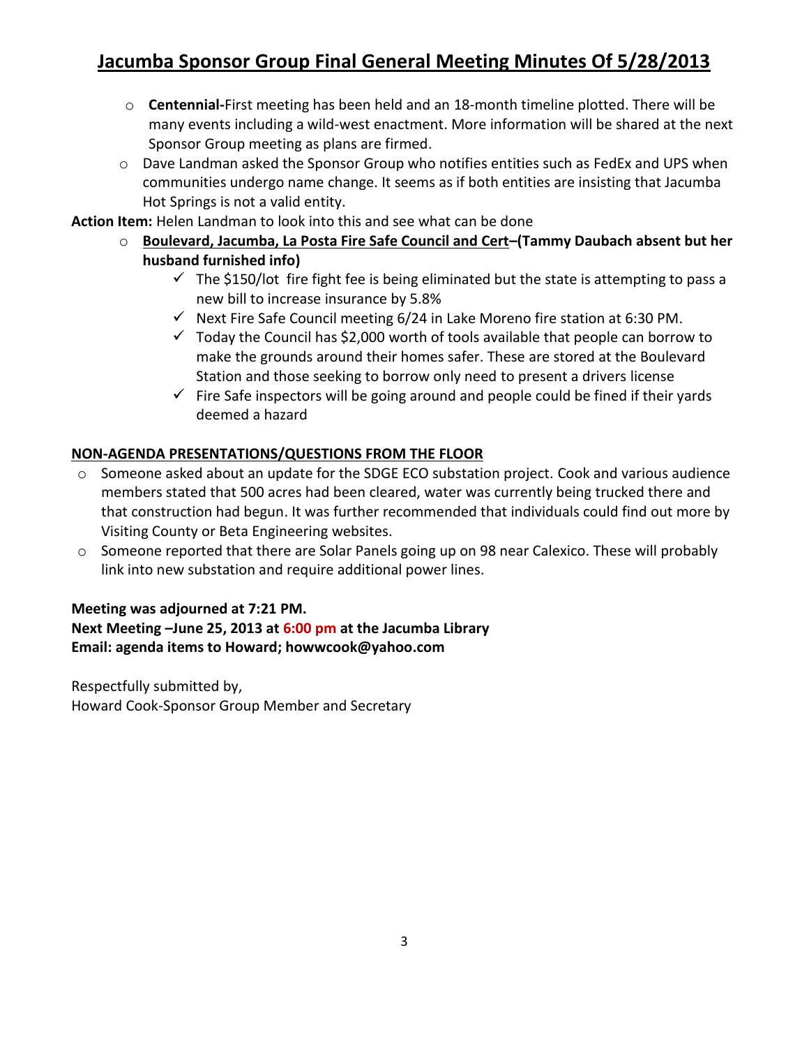# Jacumba Sponsor Group Final General Meeting Minutes Of 5/28/2013

- **Centennial-**First meeting has been held and an 18-month timeline plotted. There will be many events including a wild-west enactment. More information will be shared at the next Sponsor Group meeting as plans are firmed.
- Dave Landman asked the Sponsor Group who notifies entities such as FedEx and UPS when communities undergo name change. It seems as if both entities are insisting that Jacumba Hot Springs is not a valid entity.

**Action Item:** Helen Landman to look into this and see what can be done

- **Boulevard, Jacumba, La Posta Fire Safe Council and Cert–(Tammy Daubach absent but her husband furnished info)**
  - ✓ The $150/lot fire fight fee is being eliminated but the state is attempting to pass a new bill to increase insurance by 5.8%
  - ✓ Next Fire Safe Council meeting 6/24 in Lake Moreno fire station at 6:30 PM.
  - ✓ Today the Council has $2,000 worth of tools available that people can borrow to make the grounds around their homes safer. These are stored at the Boulevard Station and those seeking to borrow only need to present a drivers license
  - ✓ Fire Safe inspectors will be going around and people could be fined if their yards deemed a hazard

## NON-AGENDA PRESENTATIONS/QUESTIONS FROM THE FLOOR

- Someone asked about an update for the SDGE ECO substation project. Cook and various audience members stated that 500 acres had been cleared, water was currently being trucked there and that construction had begun. It was further recommended that individuals could find out more by Visiting County or Beta Engineering websites.
- Someone reported that there are Solar Panels going up on 98 near Calexico. These will probably link into new substation and require additional power lines.

**Meeting was adjourned at 7:21 PM.**
**Next Meeting –June 25, 2013 at 6:00 pm at the Jacumba Library**
**Email: agenda items to Howard; howwcook@yahoo.com**

Respectfully submitted by,
Howard Cook-Sponsor Group Member and Secretary